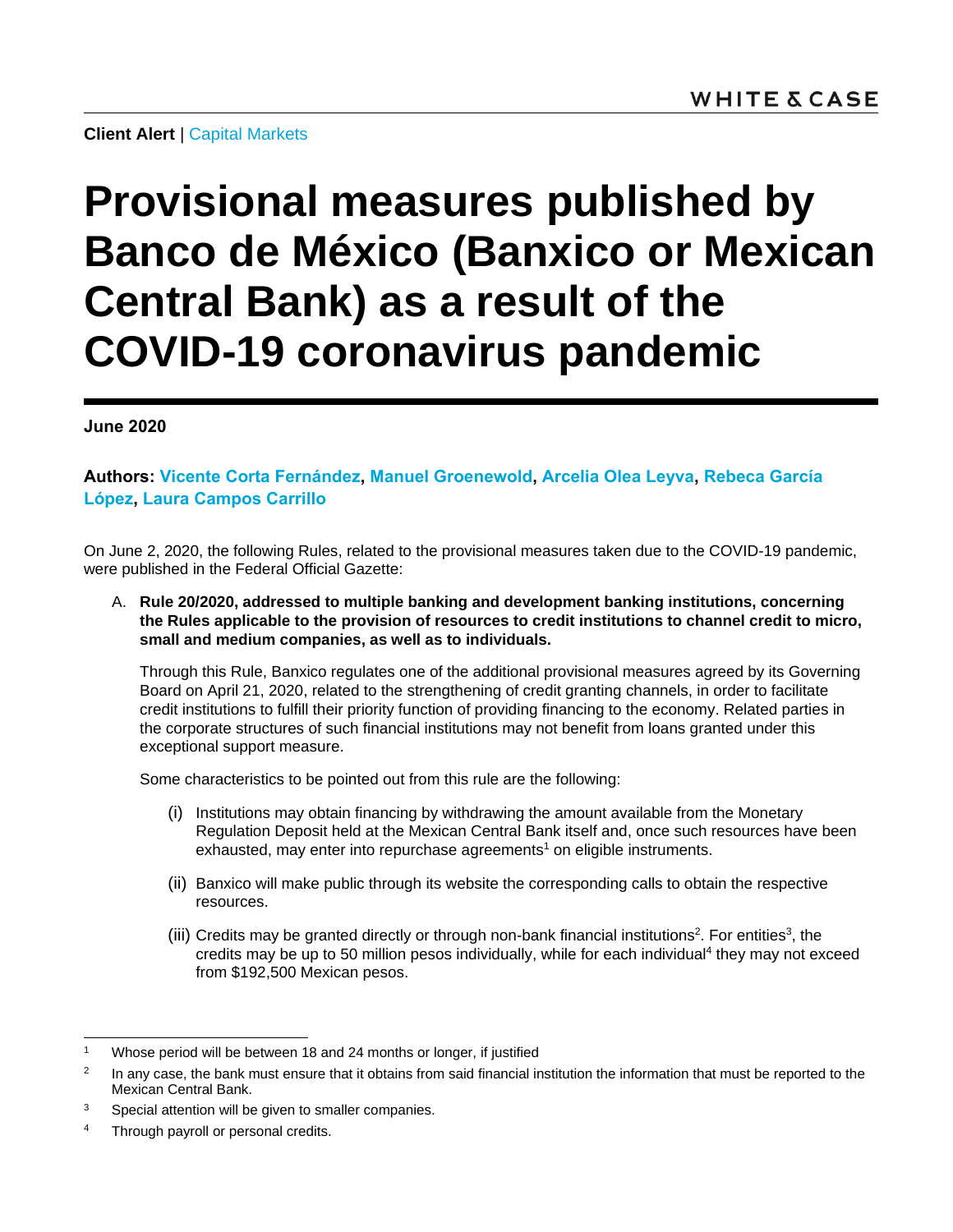**Client Alert** | Capital Markets

# Provisional measures published by Banco de México (Banxico or Mexican Central Bank) as a result of the COVID-19 coronavirus pandemic

**June 2020**

**Authors: Vicente Corta Fernández, Manuel Groenewold, Arcelia Olea Leyva, Rebeca García López, Laura Campos Carrillo**

On June 2, 2020, the following Rules, related to the provisional measures taken due to the COVID-19 pandemic, were published in the Federal Official Gazette:

A. **Rule 20/2020, addressed to multiple banking and development banking institutions, concerning the Rules applicable to the provision of resources to credit institutions to channel credit to micro, small and medium companies, as well as to individuals.**

   Through this Rule, Banxico regulates one of the additional provisional measures agreed by its Governing Board on April 21, 2020, related to the strengthening of credit granting channels, in order to facilitate credit institutions to fulfill their priority function of providing financing to the economy. Related parties in the corporate structures of such financial institutions may not benefit from loans granted under this exceptional support measure.

   Some characteristics to be pointed out from this rule are the following:

   (i) Institutions may obtain financing by withdrawing the amount available from the Monetary Regulation Deposit held at the Mexican Central Bank itself and, once such resources have been exhausted, may enter into repurchase agreements[1] on eligible instruments.

   (ii) Banxico will make public through its website the corresponding calls to obtain the respective resources.

   (iii) Credits may be granted directly or through non-bank financial institutions[2]. For entities[3], the credits may be up to 50 million pesos individually, while for each individual[4] they may not exceed from $192,500 Mexican pesos.

---

[1] Whose period will be between 18 and 24 months or longer, if justified

[2] In any case, the bank must ensure that it obtains from said financial institution the information that must be reported to the Mexican Central Bank.

[3] Special attention will be given to smaller companies.

[4] Through payroll or personal credits.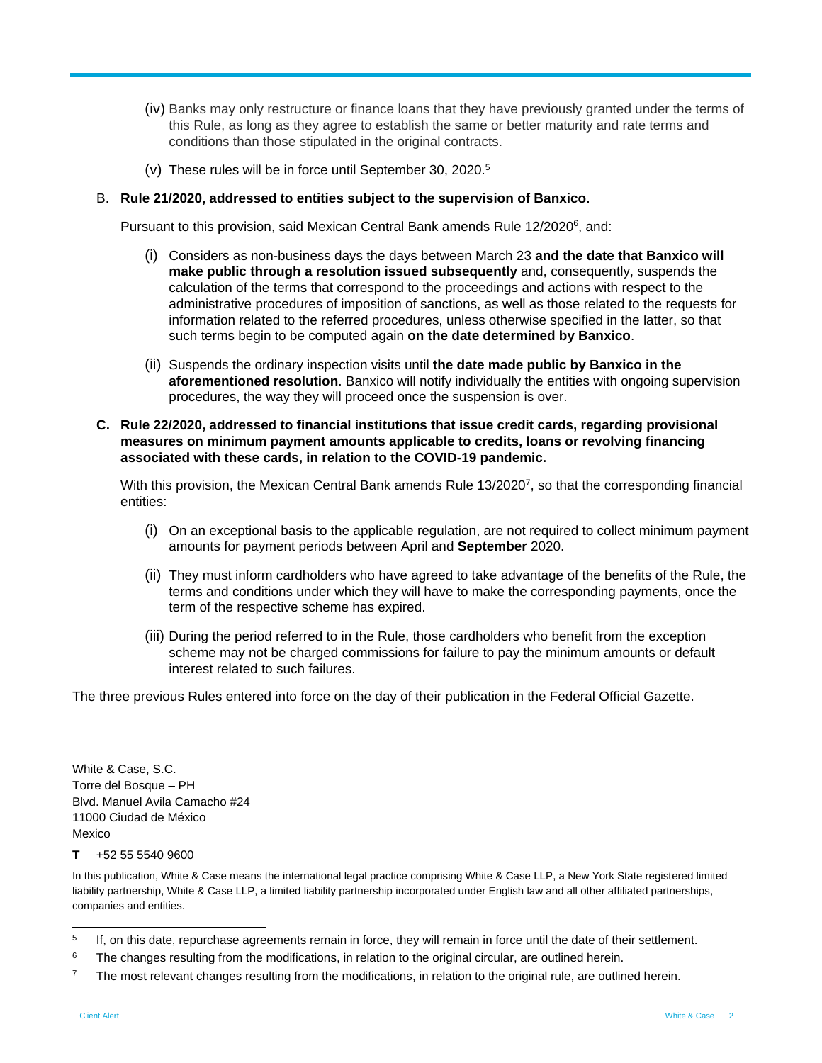(iv) Banks may only restructure or finance loans that they have previously granted under the terms of this Rule, as long as they agree to establish the same or better maturity and rate terms and conditions than those stipulated in the original contracts.

(v) These rules will be in force until September 30, 2020.[5]

B. **Rule 21/2020, addressed to entities subject to the supervision of Banxico.**

Pursuant to this provision, said Mexican Central Bank amends Rule 12/2020[6], and:

(i) Considers as non-business days the days between March 23 **and the date that Banxico will make public through a resolution issued subsequently** and, consequently, suspends the calculation of the terms that correspond to the proceedings and actions with respect to the administrative procedures of imposition of sanctions, as well as those related to the requests for information related to the referred procedures, unless otherwise specified in the latter, so that such terms begin to be computed again **on the date determined by Banxico**.

(ii) Suspends the ordinary inspection visits until **the date made public by Banxico in the aforementioned resolution**. Banxico will notify individually the entities with ongoing supervision procedures, the way they will proceed once the suspension is over.

**C. Rule 22/2020, addressed to financial institutions that issue credit cards, regarding provisional measures on minimum payment amounts applicable to credits, loans or revolving financing associated with these cards, in relation to the COVID-19 pandemic.**

With this provision, the Mexican Central Bank amends Rule 13/2020[7], so that the corresponding financial entities:

(i) On an exceptional basis to the applicable regulation, are not required to collect minimum payment amounts for payment periods between April and **September** 2020.

(ii) They must inform cardholders who have agreed to take advantage of the benefits of the Rule, the terms and conditions under which they will have to make the corresponding payments, once the term of the respective scheme has expired.

(iii) During the period referred to in the Rule, those cardholders who benefit from the exception scheme may not be charged commissions for failure to pay the minimum amounts or default interest related to such failures.

The three previous Rules entered into force on the day of their publication in the Federal Official Gazette.

White & Case, S.C.
Torre del Bosque – PH
Blvd. Manuel Avila Camacho #24
11000 Ciudad de México
Mexico

**T** +52 55 5540 9600

In this publication, White & Case means the international legal practice comprising White & Case LLP, a New York State registered limited liability partnership, White & Case LLP, a limited liability partnership incorporated under English law and all other affiliated partnerships, companies and entities.

---

[5] If, on this date, repurchase agreements remain in force, they will remain in force until the date of their settlement.

[6] The changes resulting from the modifications, in relation to the original circular, are outlined herein.

[7] The most relevant changes resulting from the modifications, in relation to the original rule, are outlined herein.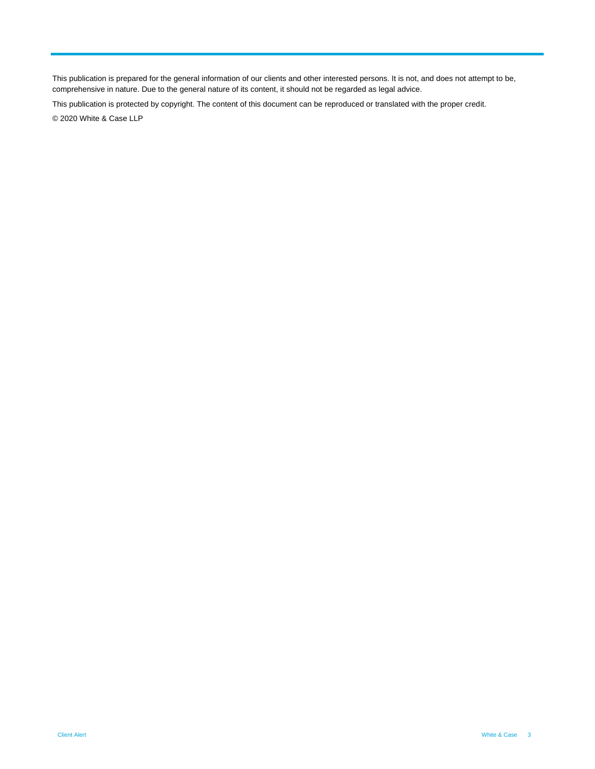This publication is prepared for the general information of our clients and other interested persons. It is not, and does not attempt to be, comprehensive in nature. Due to the general nature of its content, it should not be regarded as legal advice.

This publication is protected by copyright. The content of this document can be reproduced or translated with the proper credit.

© 2020 White & Case LLP